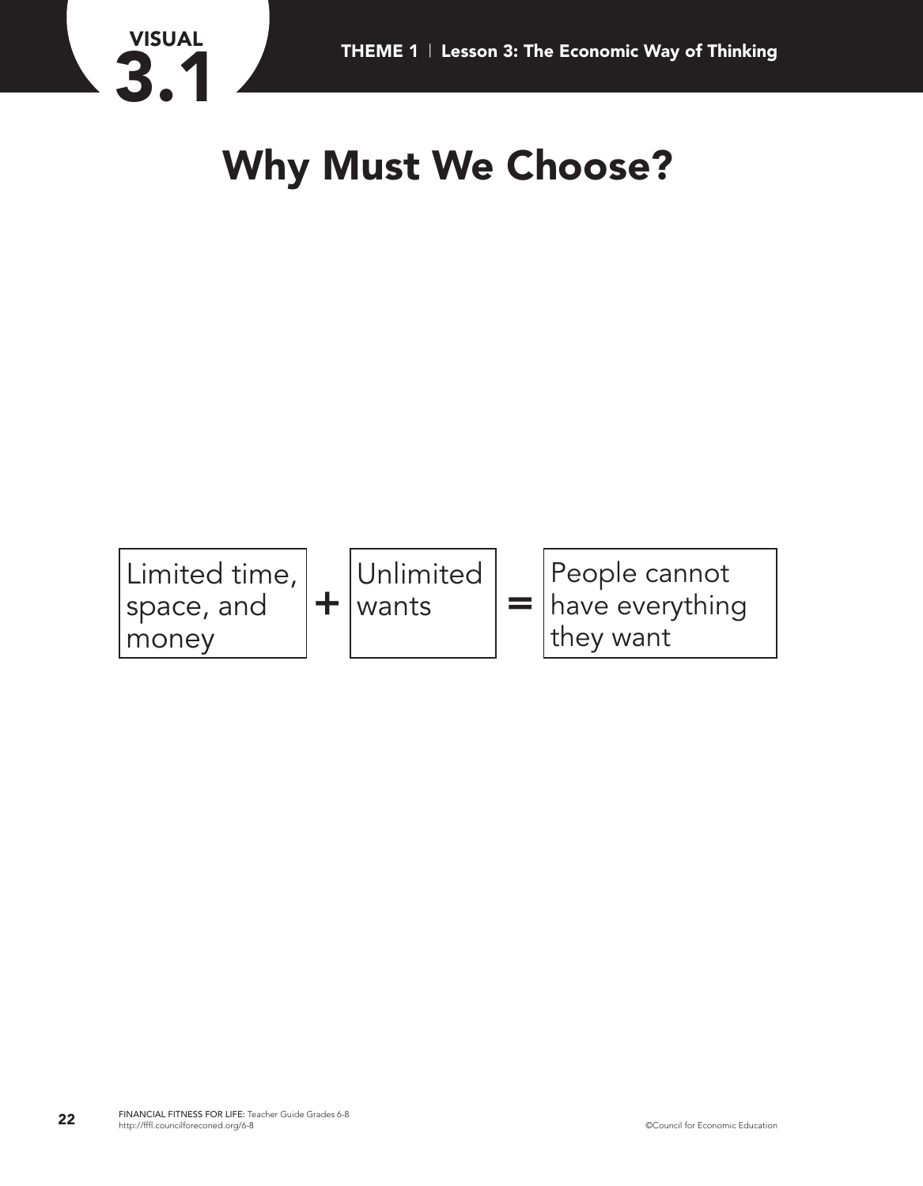VISUAL 3.1

THEME 1 | Lesson 3: The Economic Way of Thinking

# Why Must We Choose?

| Limited time, space, and money | + | Unlimited wants | = | People cannot have everything they want |
|---|---|---|---|---|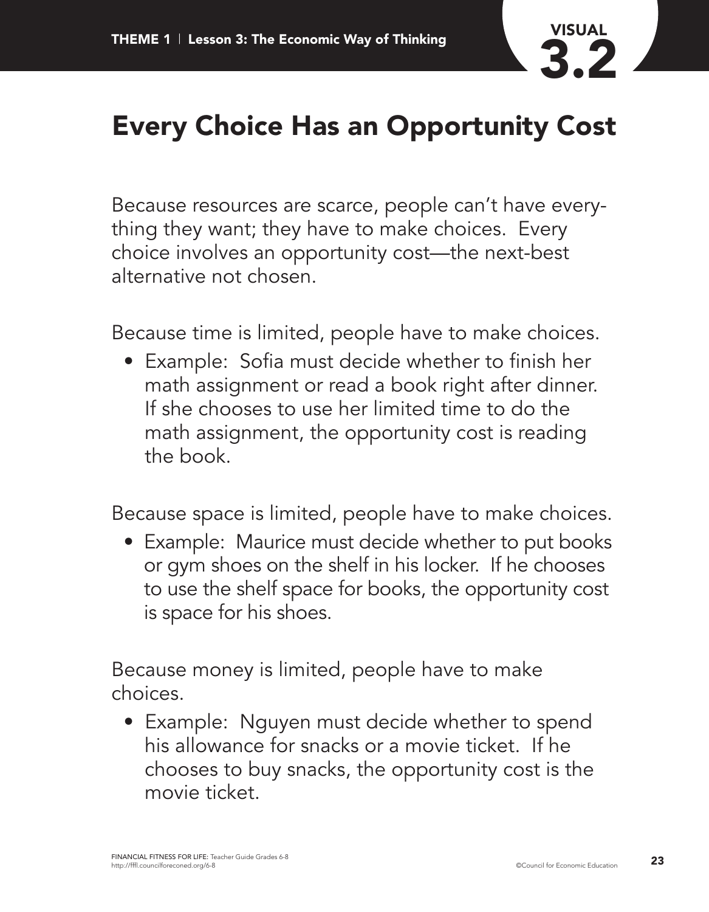# Every Choice Has an Opportunity Cost

Because resources are scarce, people can't have everything they want; they have to make choices. Every choice involves an opportunity cost—the next-best alternative not chosen.

Because time is limited, people have to make choices.

- Example: Sofia must decide whether to finish her math assignment or read a book right after dinner. If she chooses to use her limited time to do the math assignment, the opportunity cost is reading the book.

Because space is limited, people have to make choices.

- Example: Maurice must decide whether to put books or gym shoes on the shelf in his locker. If he chooses to use the shelf space for books, the opportunity cost is space for his shoes.

Because money is limited, people have to make choices.

- Example: Nguyen must decide whether to spend his allowance for snacks or a movie ticket. If he chooses to buy snacks, the opportunity cost is the movie ticket.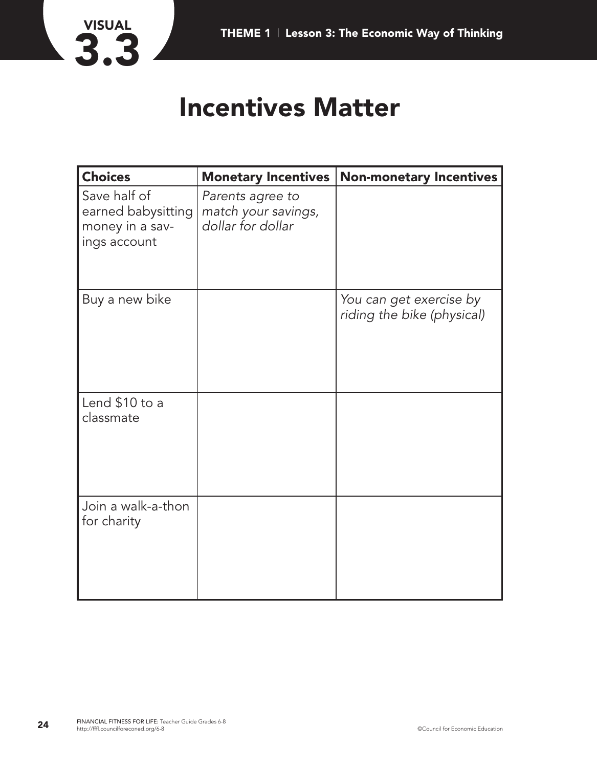VISUAL 3.3

# Incentives Matter

| Choices | Monetary Incentives | Non-monetary Incentives |
|---|---|---|
| Save half of earned babysitting money in a savings account | *Parents agree to match your savings, dollar for dollar* | |
| Buy a new bike | | *You can get exercise by riding the bike (physical)* |
| Lend $10 to a classmate | | |
| Join a walk-a-thon for charity | | |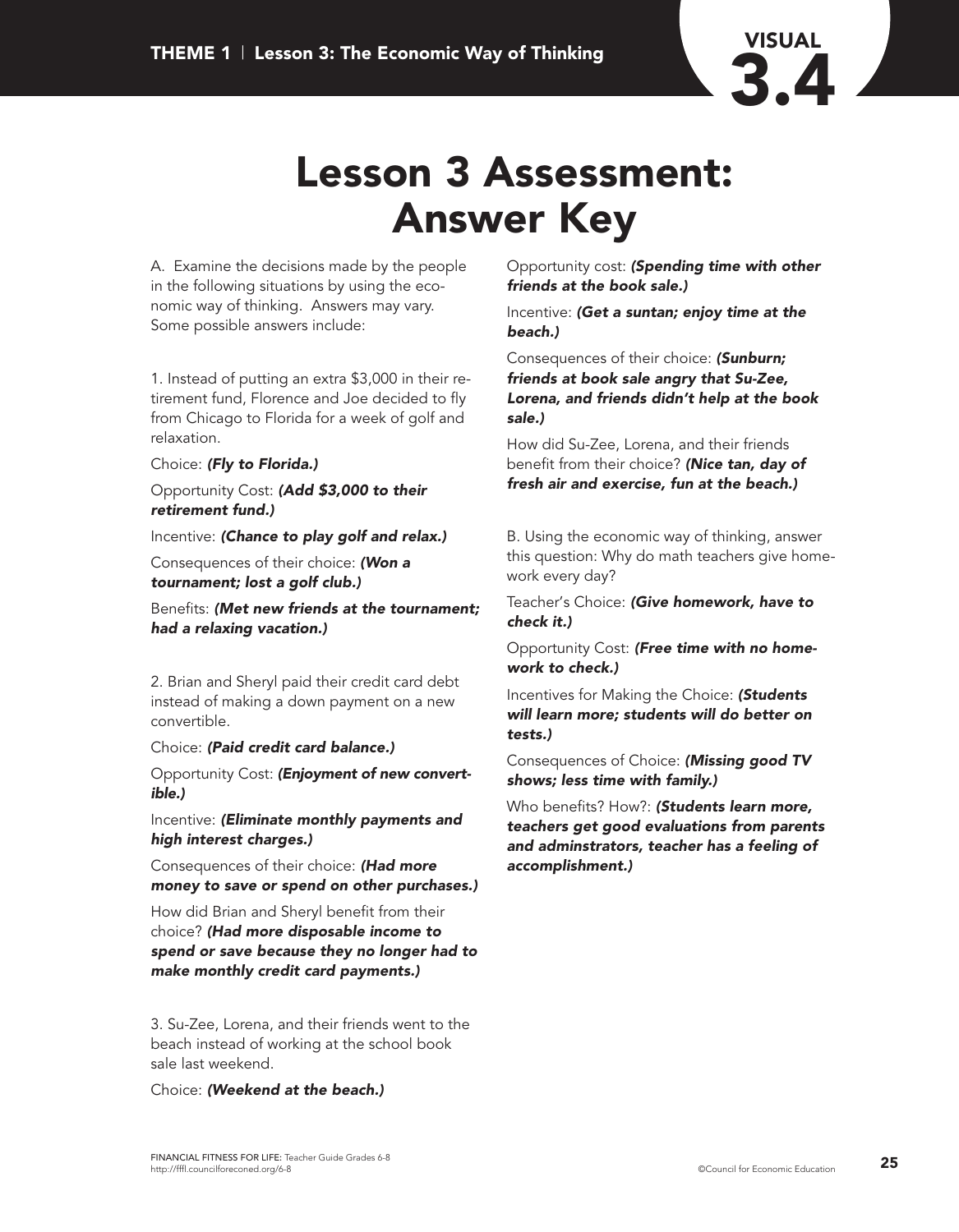# Lesson 3 Assessment: Answer Key

A. Examine the decisions made by the people in the following situations by using the economic way of thinking. Answers may vary. Some possible answers include:

1. Instead of putting an extra $3,000 in their retirement fund, Florence and Joe decided to fly from Chicago to Florida for a week of golf and relaxation.

Choice: ***(Fly to Florida.)***

Opportunity Cost: ***(Add $3,000 to their retirement fund.)***

Incentive: ***(Chance to play golf and relax.)***

Consequences of their choice: ***(Won a tournament; lost a golf club.)***

Benefits: ***(Met new friends at the tournament; had a relaxing vacation.)***

2. Brian and Sheryl paid their credit card debt instead of making a down payment on a new convertible.

Choice: ***(Paid credit card balance.)***

Opportunity Cost: ***(Enjoyment of new convertible.)***

Incentive: ***(Eliminate monthly payments and high interest charges.)***

Consequences of their choice: ***(Had more money to save or spend on other purchases.)***

How did Brian and Sheryl benefit from their choice? ***(Had more disposable income to spend or save because they no longer had to make monthly credit card payments.)***

3. Su-Zee, Lorena, and their friends went to the beach instead of working at the school book sale last weekend.

Choice: ***(Weekend at the beach.)***

Opportunity cost: ***(Spending time with other friends at the book sale.)***

Incentive: ***(Get a suntan; enjoy time at the beach.)***

Consequences of their choice: ***(Sunburn; friends at book sale angry that Su-Zee, Lorena, and friends didn't help at the book sale.)***

How did Su-Zee, Lorena, and their friends benefit from their choice? ***(Nice tan, day of fresh air and exercise, fun at the beach.)***

B. Using the economic way of thinking, answer this question: Why do math teachers give homework every day?

Teacher's Choice: ***(Give homework, have to check it.)***

Opportunity Cost: ***(Free time with no homework to check.)***

Incentives for Making the Choice: ***(Students will learn more; students will do better on tests.)***

Consequences of Choice: ***(Missing good TV shows; less time with family.)***

Who benefits? How?: ***(Students learn more, teachers get good evaluations from parents and adminstrators, teacher has a feeling of accomplishment.)***